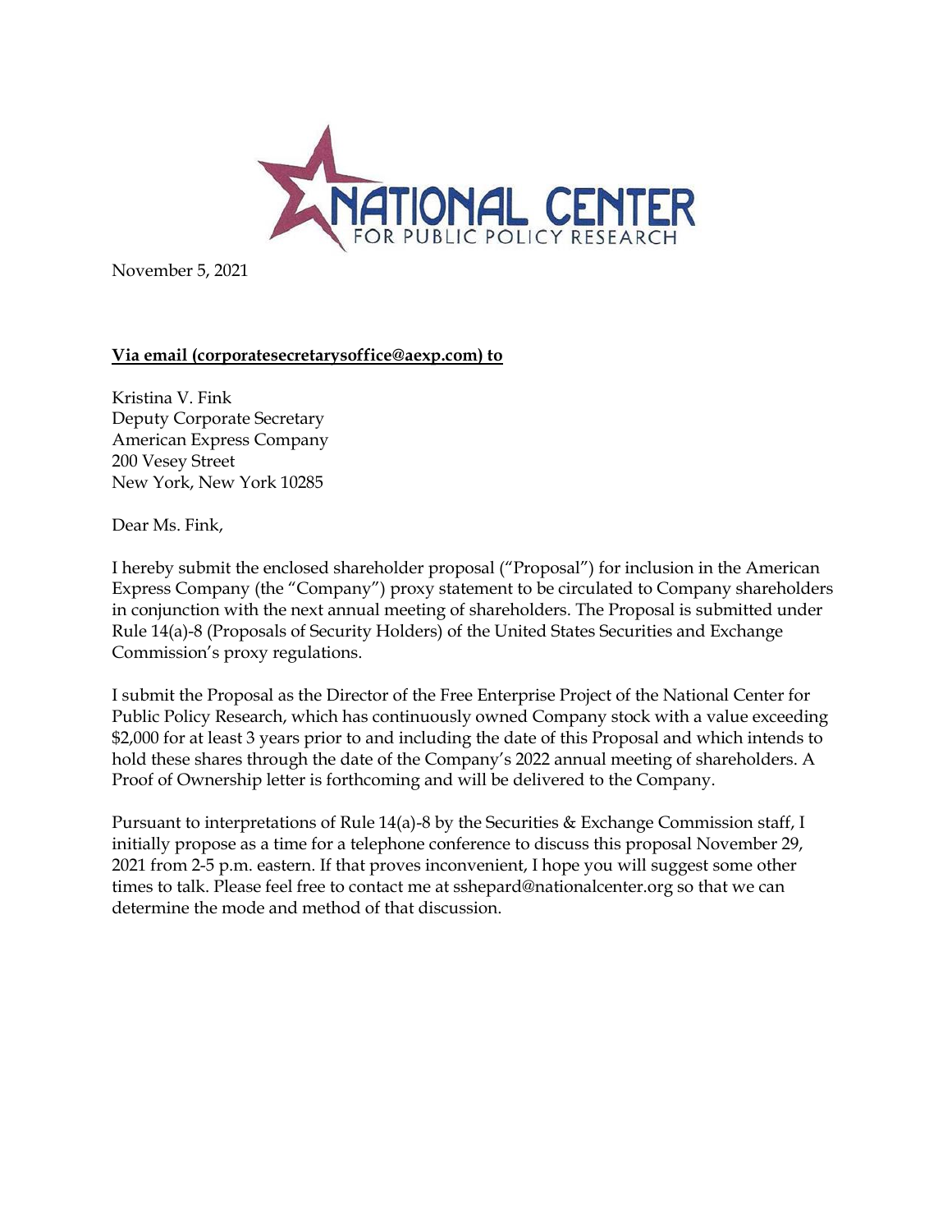NATIONAL CENTER
FOR PUBLIC POLICY RESEARCH

November 5, 2021

**Via email (corporatesecretarysoffice@aexp.com) to**

Kristina V. Fink
Deputy Corporate Secretary
American Express Company
200 Vesey Street
New York, New York 10285

Dear Ms. Fink,

I hereby submit the enclosed shareholder proposal ("Proposal") for inclusion in the American Express Company (the "Company") proxy statement to be circulated to Company shareholders in conjunction with the next annual meeting of shareholders. The Proposal is submitted under Rule 14(a)-8 (Proposals of Security Holders) of the United States Securities and Exchange Commission's proxy regulations.

I submit the Proposal as the Director of the Free Enterprise Project of the National Center for Public Policy Research, which has continuously owned Company stock with a value exceeding $2,000 for at least 3 years prior to and including the date of this Proposal and which intends to hold these shares through the date of the Company's 2022 annual meeting of shareholders. A Proof of Ownership letter is forthcoming and will be delivered to the Company.

Pursuant to interpretations of Rule 14(a)-8 by the Securities & Exchange Commission staff, I initially propose as a time for a telephone conference to discuss this proposal November 29, 2021 from 2-5 p.m. eastern. If that proves inconvenient, I hope you will suggest some other times to talk. Please feel free to contact me at sshepard@nationalcenter.org so that we can determine the mode and method of that discussion.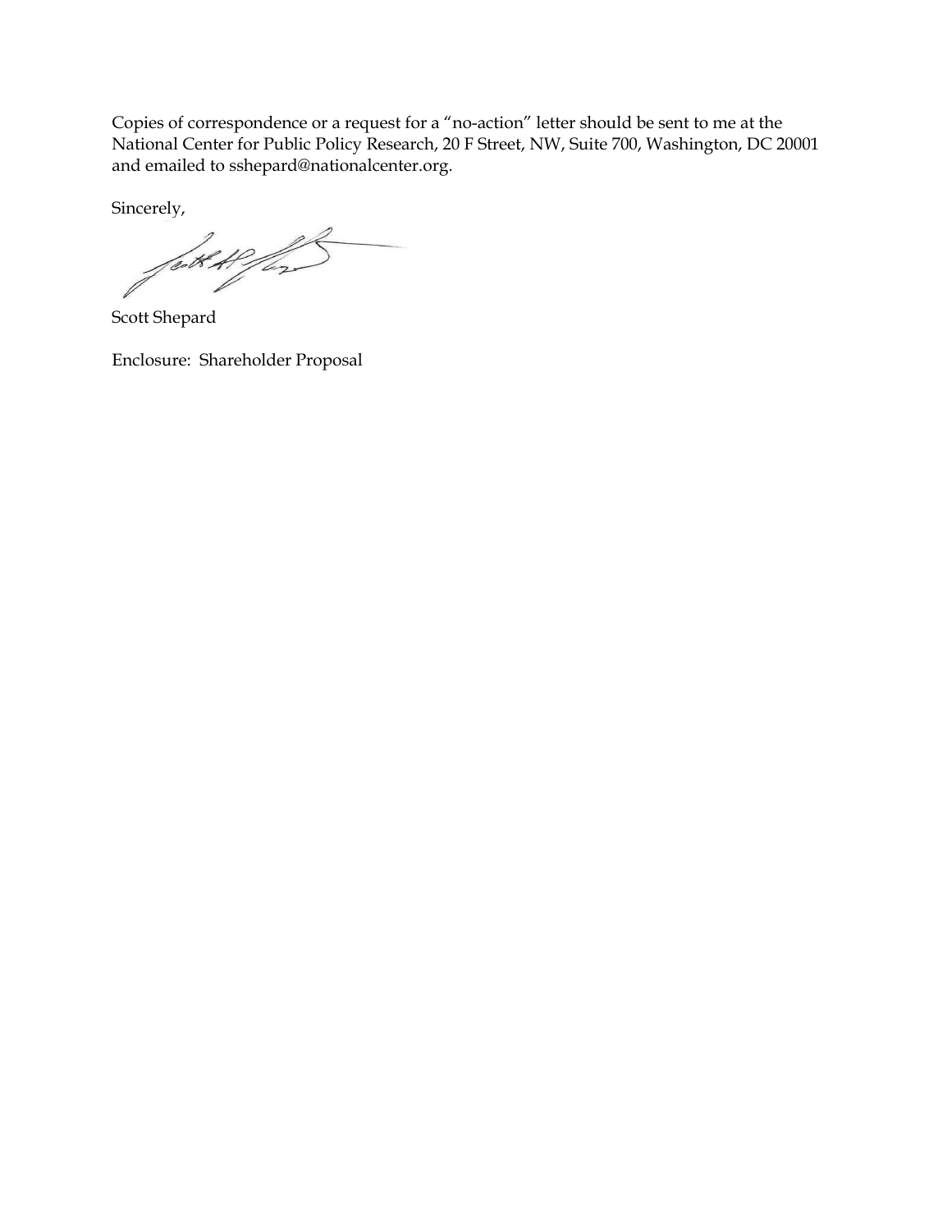Copies of correspondence or a request for a "no-action" letter should be sent to me at the National Center for Public Policy Research, 20 F Street, NW, Suite 700, Washington, DC 20001 and emailed to sshepard@nationalcenter.org.

Sincerely,

Scott Shepard

Enclosure: Shareholder Proposal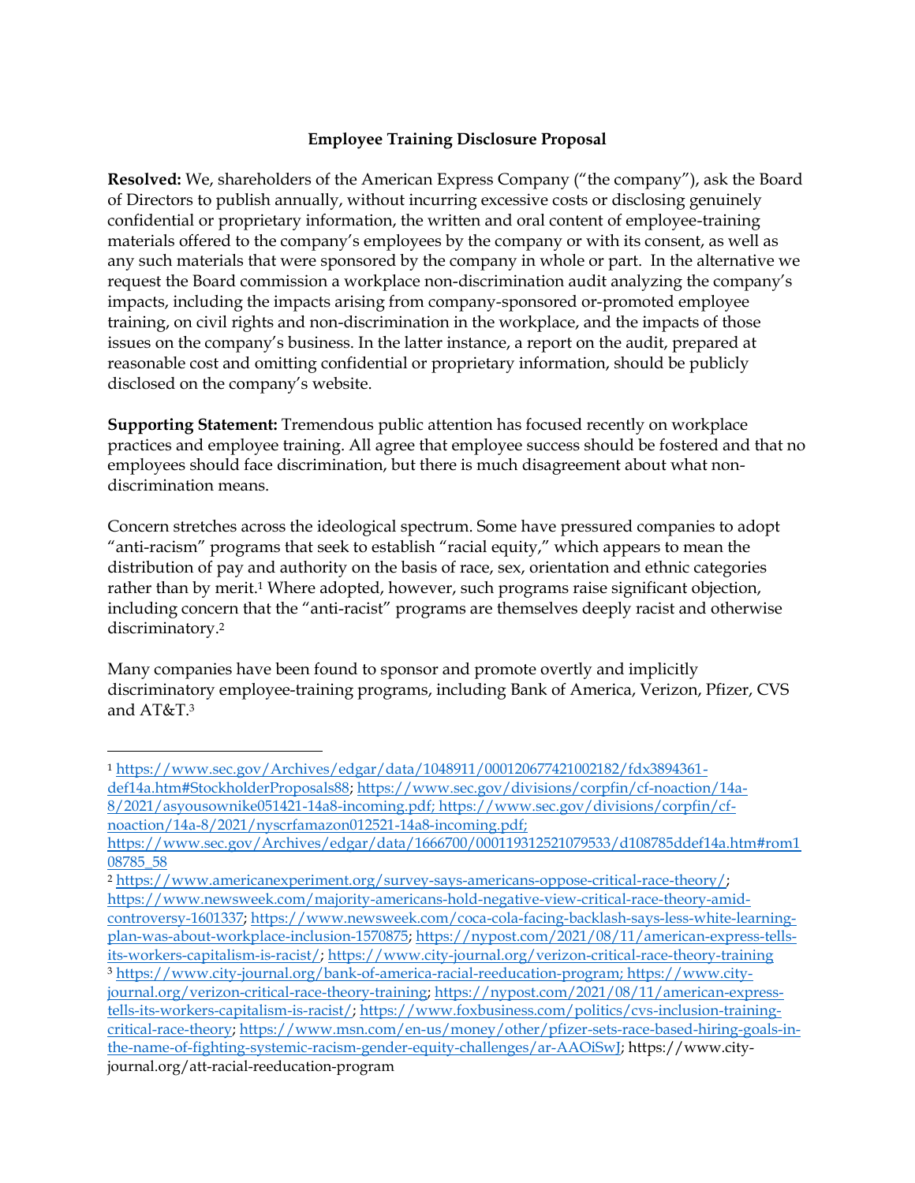**Employee Training Disclosure Proposal**

**Resolved:** We, shareholders of the American Express Company ("the company"), ask the Board of Directors to publish annually, without incurring excessive costs or disclosing genuinely confidential or proprietary information, the written and oral content of employee-training materials offered to the company's employees by the company or with its consent, as well as any such materials that were sponsored by the company in whole or part. In the alternative we request the Board commission a workplace non-discrimination audit analyzing the company's impacts, including the impacts arising from company-sponsored or-promoted employee training, on civil rights and non-discrimination in the workplace, and the impacts of those issues on the company's business. In the latter instance, a report on the audit, prepared at reasonable cost and omitting confidential or proprietary information, should be publicly disclosed on the company's website.

**Supporting Statement:** Tremendous public attention has focused recently on workplace practices and employee training. All agree that employee success should be fostered and that no employees should face discrimination, but there is much disagreement about what non-discrimination means.

Concern stretches across the ideological spectrum. Some have pressured companies to adopt "anti-racism" programs that seek to establish "racial equity," which appears to mean the distribution of pay and authority on the basis of race, sex, orientation and ethnic categories rather than by merit.[1] Where adopted, however, such programs raise significant objection, including concern that the "anti-racist" programs are themselves deeply racist and otherwise discriminatory.[2]

Many companies have been found to sponsor and promote overtly and implicitly discriminatory employee-training programs, including Bank of America, Verizon, Pfizer, CVS and AT&T.[3]

---

[1] https://www.sec.gov/Archives/edgar/data/1048911/000120677421002182/fdx3894361-def14a.htm#StockholderProposals88; https://www.sec.gov/divisions/corpfin/cf-noaction/14a-8/2021/asyousownike051421-14a8-incoming.pdf; https://www.sec.gov/divisions/corpfin/cf-noaction/14a-8/2021/nyscrfamazon012521-14a8-incoming.pdf; https://www.sec.gov/Archives/edgar/data/1666700/000119312521079533/d108785ddef14a.htm#rom108785_58

[2] https://www.americanexperiment.org/survey-says-americans-oppose-critical-race-theory/; https://www.newsweek.com/majority-americans-hold-negative-view-critical-race-theory-amid-controversy-1601337; https://www.newsweek.com/coca-cola-facing-backlash-says-less-white-learning-plan-was-about-workplace-inclusion-1570875; https://nypost.com/2021/08/11/american-express-tells-its-workers-capitalism-is-racist/; https://www.city-journal.org/verizon-critical-race-theory-training

[3] https://www.city-journal.org/bank-of-america-racial-reeducation-program; https://www.city-journal.org/verizon-critical-race-theory-training; https://nypost.com/2021/08/11/american-express-tells-its-workers-capitalism-is-racist/; https://www.foxbusiness.com/politics/cvs-inclusion-training-critical-race-theory; https://www.msn.com/en-us/money/other/pfizer-sets-race-based-hiring-goals-in-the-name-of-fighting-systemic-racism-gender-equity-challenges/ar-AAOiSwJ; https://www.city-journal.org/att-racial-reeducation-program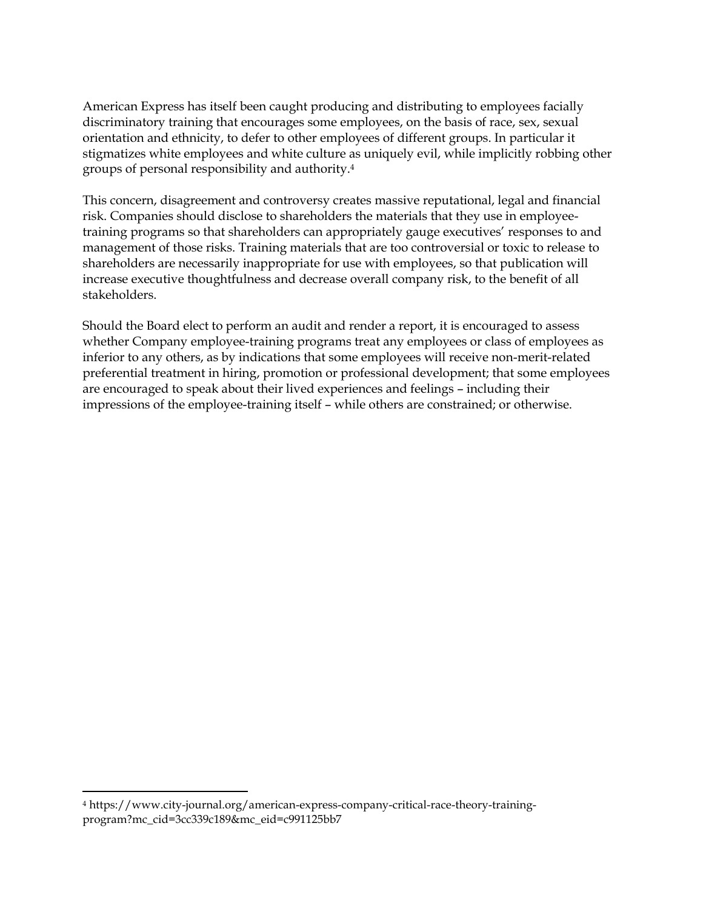American Express has itself been caught producing and distributing to employees facially discriminatory training that encourages some employees, on the basis of race, sex, sexual orientation and ethnicity, to defer to other employees of different groups. In particular it stigmatizes white employees and white culture as uniquely evil, while implicitly robbing other groups of personal responsibility and authority.[4]

This concern, disagreement and controversy creates massive reputational, legal and financial risk. Companies should disclose to shareholders the materials that they use in employee-training programs so that shareholders can appropriately gauge executives' responses to and management of those risks. Training materials that are too controversial or toxic to release to shareholders are necessarily inappropriate for use with employees, so that publication will increase executive thoughtfulness and decrease overall company risk, to the benefit of all stakeholders.

Should the Board elect to perform an audit and render a report, it is encouraged to assess whether Company employee-training programs treat any employees or class of employees as inferior to any others, as by indications that some employees will receive non-merit-related preferential treatment in hiring, promotion or professional development; that some employees are encouraged to speak about their lived experiences and feelings – including their impressions of the employee-training itself – while others are constrained; or otherwise.

---

[4] https://www.city-journal.org/american-express-company-critical-race-theory-training-program?mc_cid=3cc339c189&mc_eid=c991125bb7